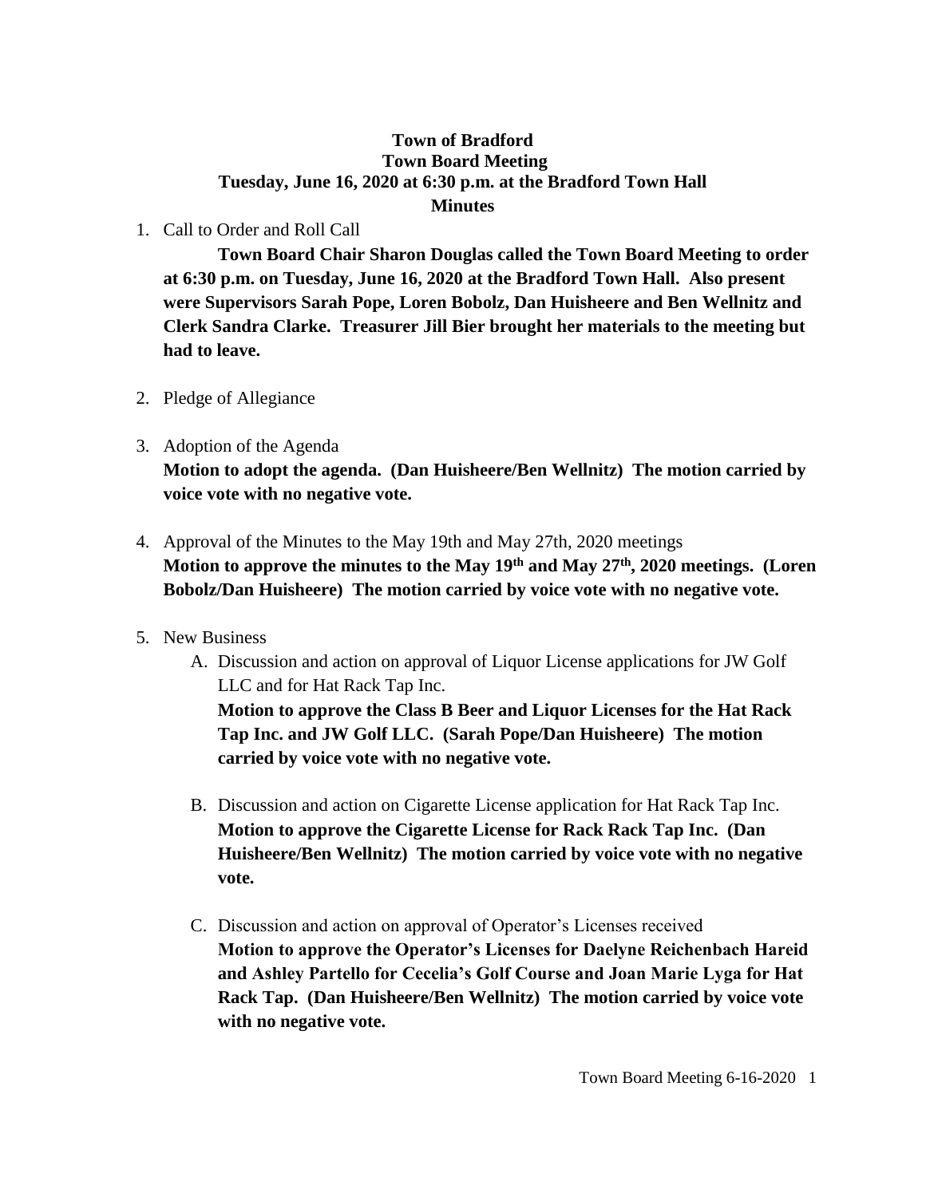**Town of Bradford**
**Town Board Meeting**
**Tuesday, June 16, 2020 at 6:30 p.m. at the Bradford Town Hall**
**Minutes**

1. Call to Order and Roll Call

   **Town Board Chair Sharon Douglas called the Town Board Meeting to order at 6:30 p.m. on Tuesday, June 16, 2020 at the Bradford Town Hall. Also present were Supervisors Sarah Pope, Loren Bobolz, Dan Huisheere and Ben Wellnitz and Clerk Sandra Clarke. Treasurer Jill Bier brought her materials to the meeting but had to leave.**

2. Pledge of Allegiance

3. Adoption of the Agenda

   **Motion to adopt the agenda. (Dan Huisheere/Ben Wellnitz) The motion carried by voice vote with no negative vote.**

4. Approval of the Minutes to the May 19th and May 27th, 2020 meetings

   **Motion to approve the minutes to the May 19th and May 27th, 2020 meetings. (Loren Bobolz/Dan Huisheere) The motion carried by voice vote with no negative vote.**

5. New Business

   A. Discussion and action on approval of Liquor License applications for JW Golf LLC and for Hat Rack Tap Inc.

      **Motion to approve the Class B Beer and Liquor Licenses for the Hat Rack Tap Inc. and JW Golf LLC. (Sarah Pope/Dan Huisheere) The motion carried by voice vote with no negative vote.**

   B. Discussion and action on Cigarette License application for Hat Rack Tap Inc.

      **Motion to approve the Cigarette License for Rack Rack Tap Inc. (Dan Huisheere/Ben Wellnitz) The motion carried by voice vote with no negative vote.**

   C. Discussion and action on approval of Operator's Licenses received

      **Motion to approve the Operator's Licenses for Daelyne Reichenbach Hareid and Ashley Partello for Cecelia's Golf Course and Joan Marie Lyga for Hat Rack Tap. (Dan Huisheere/Ben Wellnitz) The motion carried by voice vote with no negative vote.**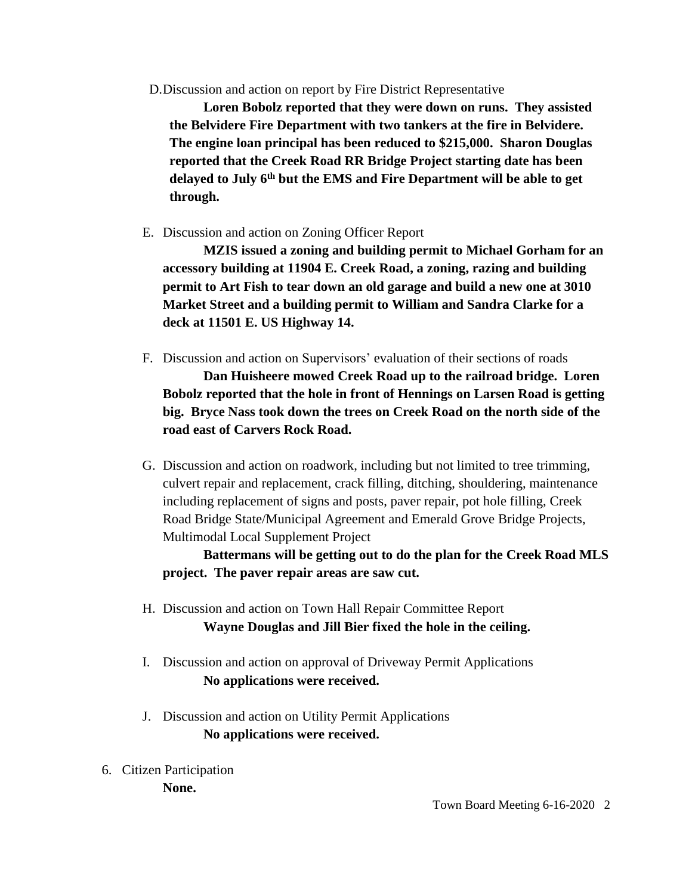D. Discussion and action on report by Fire District Representative

**Loren Bobolz reported that they were down on runs. They assisted the Belvidere Fire Department with two tankers at the fire in Belvidere. The engine loan principal has been reduced to $215,000. Sharon Douglas reported that the Creek Road RR Bridge Project starting date has been delayed to July 6th but the EMS and Fire Department will be able to get through.**

E. Discussion and action on Zoning Officer Report

**MZIS issued a zoning and building permit to Michael Gorham for an accessory building at 11904 E. Creek Road, a zoning, razing and building permit to Art Fish to tear down an old garage and build a new one at 3010 Market Street and a building permit to William and Sandra Clarke for a deck at 11501 E. US Highway 14.**

F. Discussion and action on Supervisors' evaluation of their sections of roads

**Dan Huisheere mowed Creek Road up to the railroad bridge. Loren Bobolz reported that the hole in front of Hennings on Larsen Road is getting big. Bryce Nass took down the trees on Creek Road on the north side of the road east of Carvers Rock Road.**

G. Discussion and action on roadwork, including but not limited to tree trimming, culvert repair and replacement, crack filling, ditching, shouldering, maintenance including replacement of signs and posts, paver repair, pot hole filling, Creek Road Bridge State/Municipal Agreement and Emerald Grove Bridge Projects, Multimodal Local Supplement Project

**Battermans will be getting out to do the plan for the Creek Road MLS project. The paver repair areas are saw cut.**

H. Discussion and action on Town Hall Repair Committee Report

**Wayne Douglas and Jill Bier fixed the hole in the ceiling.**

I. Discussion and action on approval of Driveway Permit Applications

**No applications were received.**

J. Discussion and action on Utility Permit Applications

**No applications were received.**

6. Citizen Participation

**None.**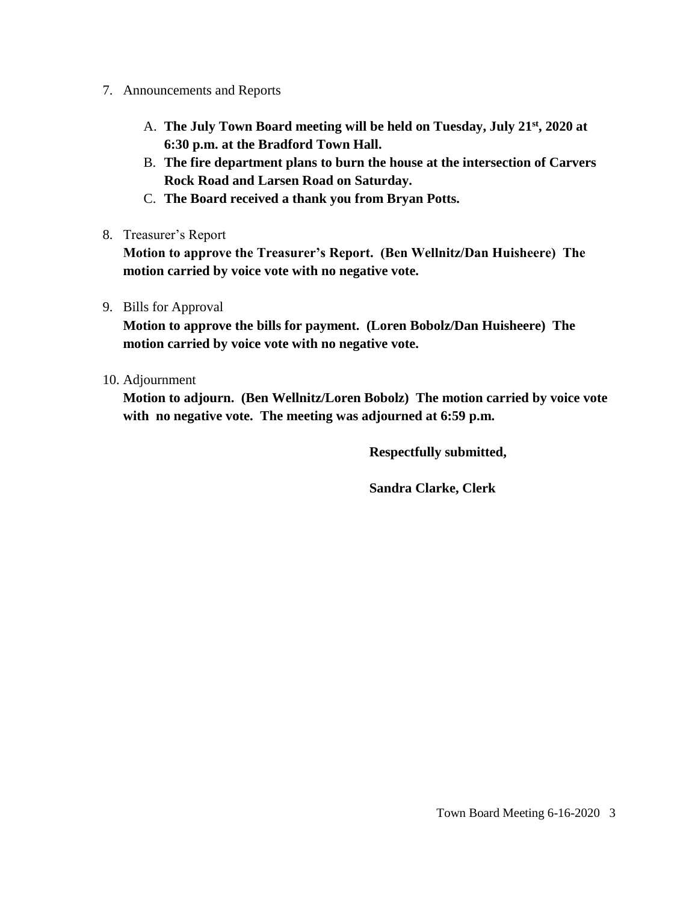7. Announcements and Reports

   A. **The July Town Board meeting will be held on Tuesday, July 21st, 2020 at 6:30 p.m. at the Bradford Town Hall.**
   B. **The fire department plans to burn the house at the intersection of Carvers Rock Road and Larsen Road on Saturday.**
   C. **The Board received a thank you from Bryan Potts.**

8. Treasurer's Report

   **Motion to approve the Treasurer's Report. (Ben Wellnitz/Dan Huisheere) The motion carried by voice vote with no negative vote.**

9. Bills for Approval

   **Motion to approve the bills for payment. (Loren Bobolz/Dan Huisheere) The motion carried by voice vote with no negative vote.**

10. Adjournment

    **Motion to adjourn. (Ben Wellnitz/Loren Bobolz) The motion carried by voice vote with no negative vote. The meeting was adjourned at 6:59 p.m.**

**Respectfully submitted,**

**Sandra Clarke, Clerk**